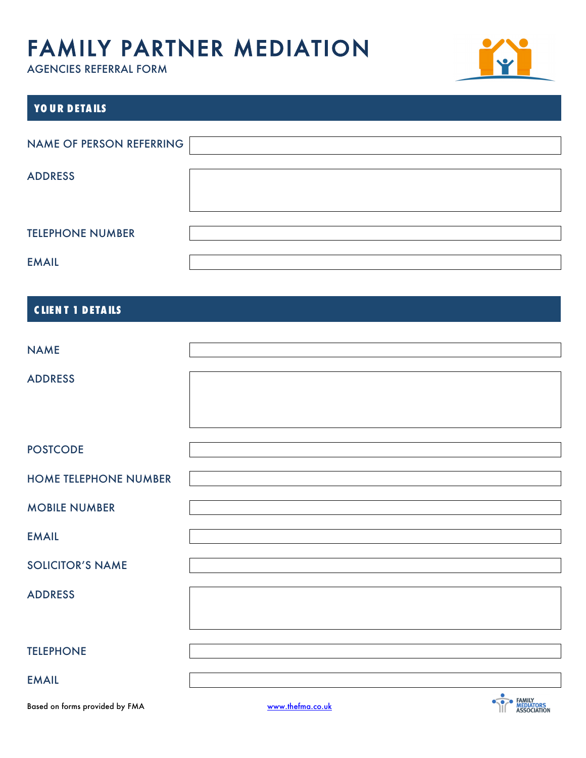# FAMILY PARTNER MEDIATION

AGENCIES REFERRAL FORM

## YOUR DETAILS

| | |
|---|---|
| NAME OF PERSON REFERRING | |
| ADDRESS | |
| TELEPHONE NUMBER | |
| EMAIL | |

## CLIENT 1 DETAILS

| | |
|---|---|
| NAME | |
| ADDRESS | |
| POSTCODE | |
| HOME TELEPHONE NUMBER | |
| MOBILE NUMBER | |
| EMAIL | |
| SOLICITOR'S NAME | |
| ADDRESS | |
| TELEPHONE | |
| EMAIL | |

Based on forms provided by FMA    www.thefma.co.uk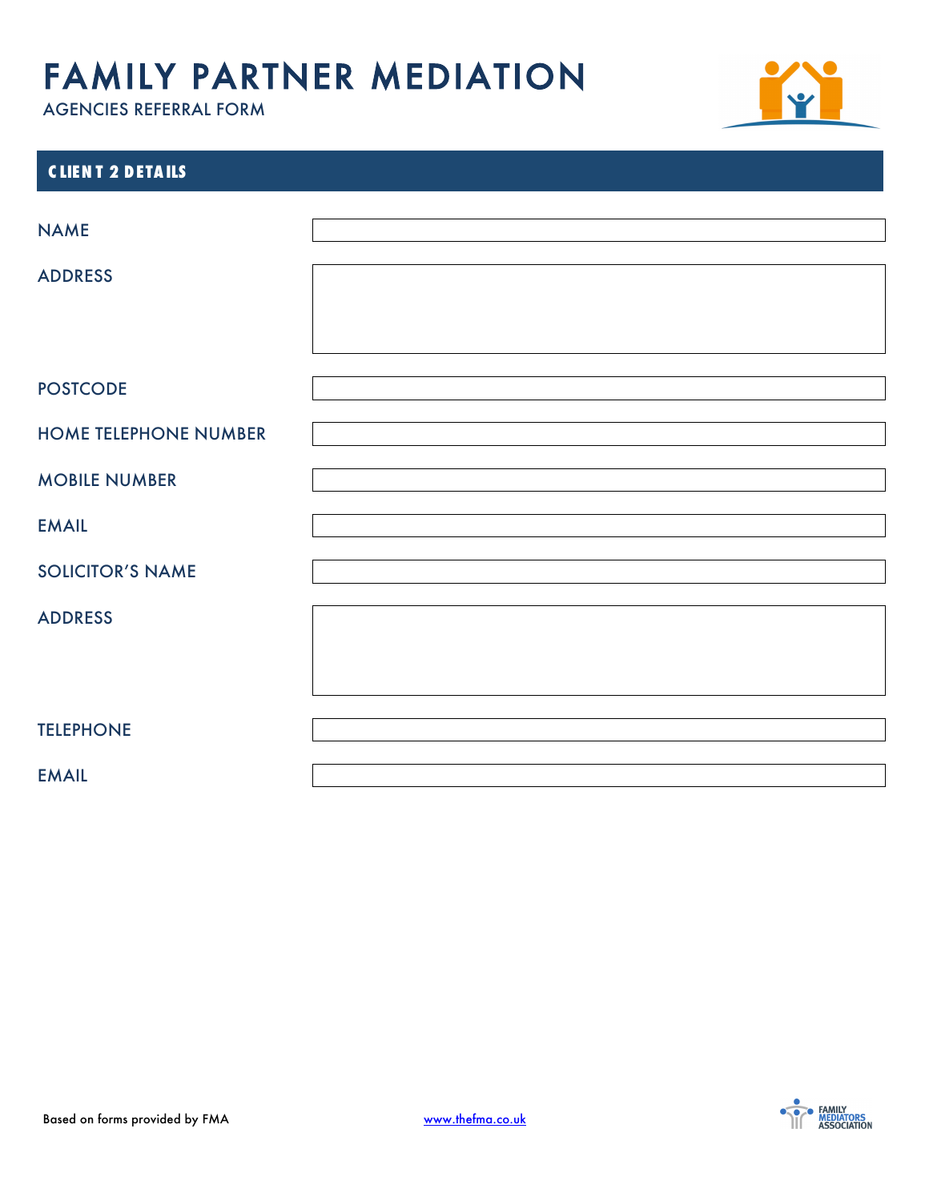# FAMILY PARTNER MEDIATION

AGENCIES REFERRAL FORM

## CLIENT 2 DETAILS

| | |
|---|---|
| NAME | |
| ADDRESS | |
| POSTCODE | |
| HOME TELEPHONE NUMBER | |
| MOBILE NUMBER | |
| EMAIL | |
| SOLICITOR'S NAME | |
| ADDRESS | |
| TELEPHONE | |
| EMAIL | |

Based on forms provided by FMA www.thefma.co.uk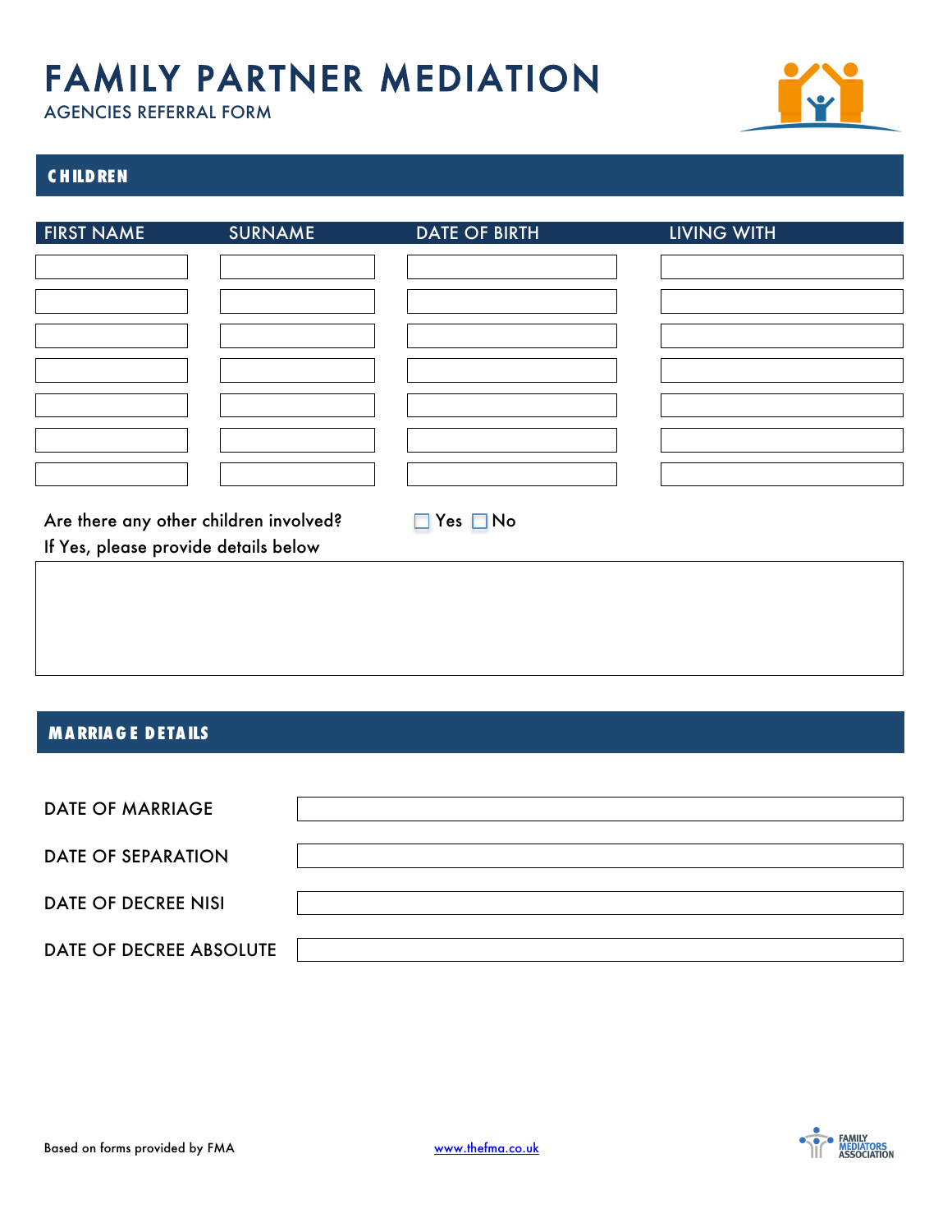# FAMILY PARTNER MEDIATION

AGENCIES REFERRAL FORM

## CHILDREN

| FIRST NAME | SURNAME | DATE OF BIRTH | LIVING WITH |
| --- | --- | --- | --- |
| | | | |
| | | | |
| | | | |
| | | | |
| | | | |
| | | | |
| | | | |

Are there any other children involved? ☐ Yes ☐ No

If Yes, please provide details below

## MARRIAGE DETAILS

| | |
| --- | --- |
| DATE OF MARRIAGE | |
| DATE OF SEPARATION | |
| DATE OF DECREE NISI | |
| DATE OF DECREE ABSOLUTE | |

Based on forms provided by FMA    www.thefma.co.uk

FAMILY MEDIATORS ASSOCIATION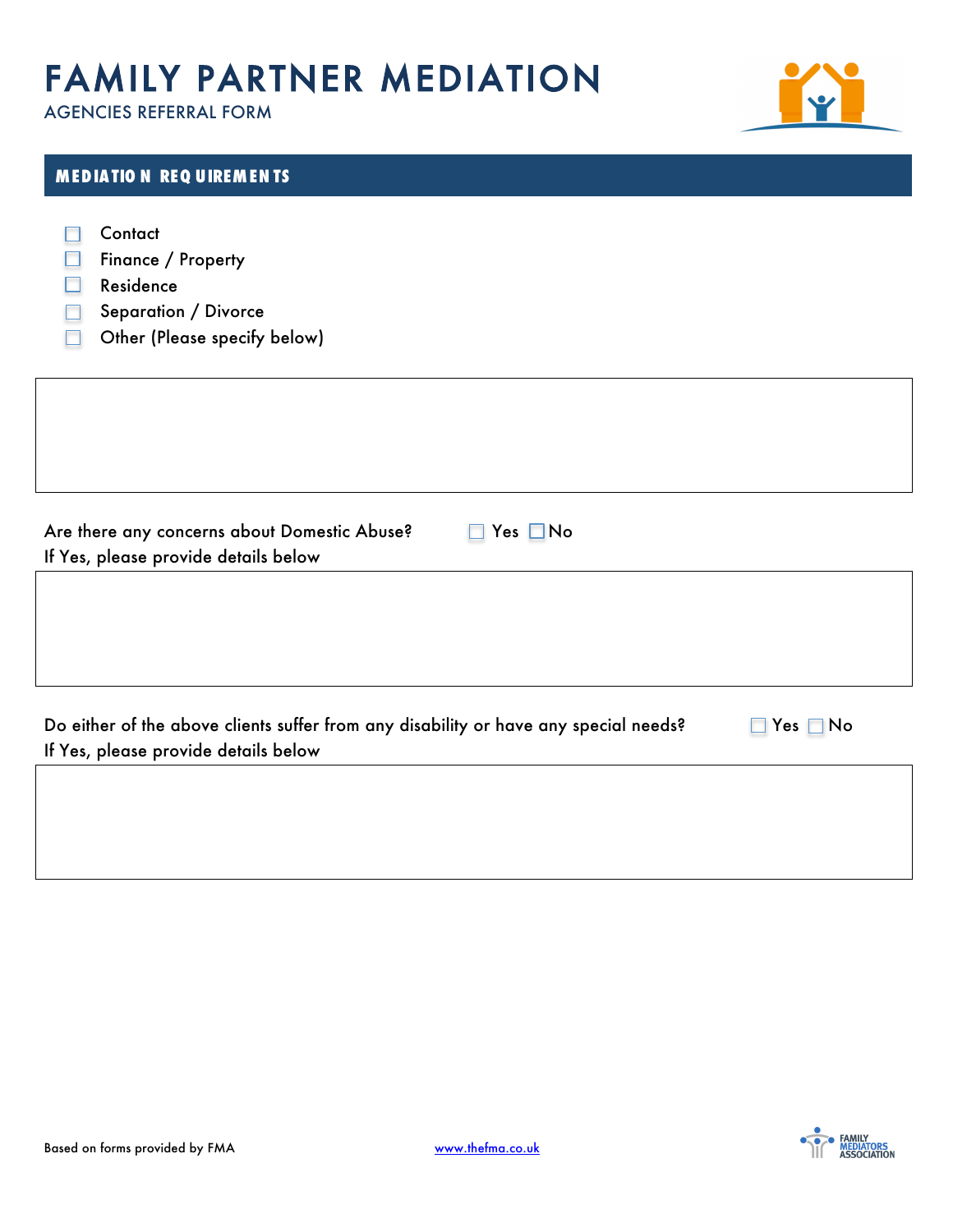# FAMILY PARTNER MEDIATION

AGENCIES REFERRAL FORM

## MEDIATION REQUIREMENTS

- ☐ Contact
- ☐ Finance / Property
- ☐ Residence
- ☐ Separation / Divorce
- ☐ Other (Please specify below)

Are there any concerns about Domestic Abuse? ☐ Yes ☐ No

If Yes, please provide details below

Do either of the above clients suffer from any disability or have any special needs? ☐ Yes ☐ No

If Yes, please provide details below

Based on forms provided by FMA www.thefma.co.uk